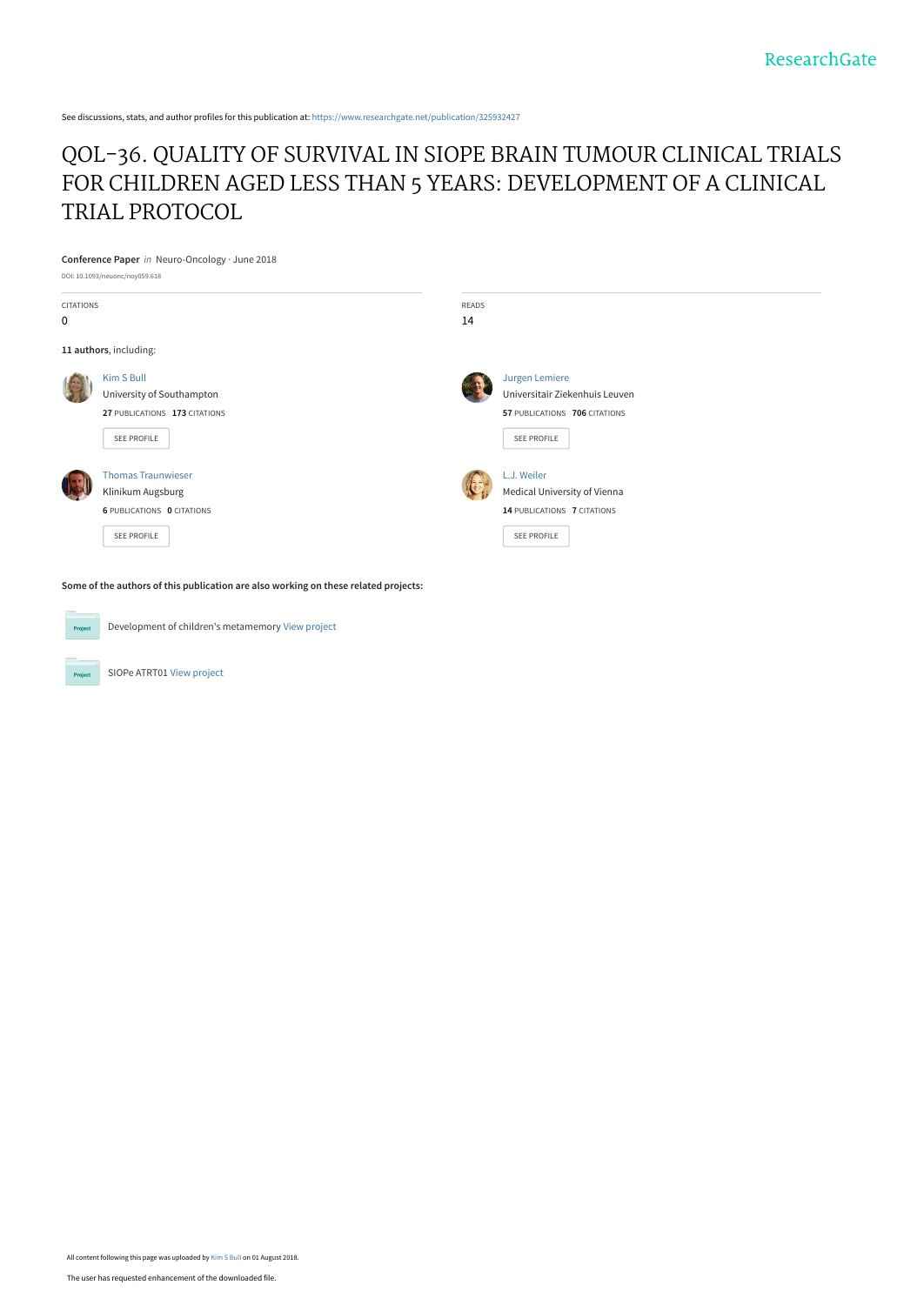See discussions, stats, and author profiles for this publication at: https://www.researchgate.net/publication/325932427

# QOL-36. QUALITY OF SURVIVAL IN SIOPE BRAIN TUMOUR CLINICAL TRIALS FOR CHILDREN AGED LESS THAN 5 YEARS: DEVELOPMENT OF A CLINICAL TRIAL PROTOCOL

**Conference Paper** *in* Neuro-Oncology · June 2018

DOI: 10.1093/neuonc/noy059.618

CITATIONS
0

READS
14

**11 authors**, including:

Kim S Bull
University of Southampton
**27** PUBLICATIONS **173** CITATIONS
SEE PROFILE

Jurgen Lemiere
Universitair Ziekenhuis Leuven
**57** PUBLICATIONS **706** CITATIONS
SEE PROFILE

Thomas Traunwieser
Klinikum Augsburg
**6** PUBLICATIONS **0** CITATIONS
SEE PROFILE

L.J. Weiler
Medical University of Vienna
**14** PUBLICATIONS **7** CITATIONS
SEE PROFILE

**Some of the authors of this publication are also working on these related projects:**

Development of children's metamemory View project

SIOPe ATRT01 View project

All content following this page was uploaded by Kim S Bull on 01 August 2018.

The user has requested enhancement of the downloaded file.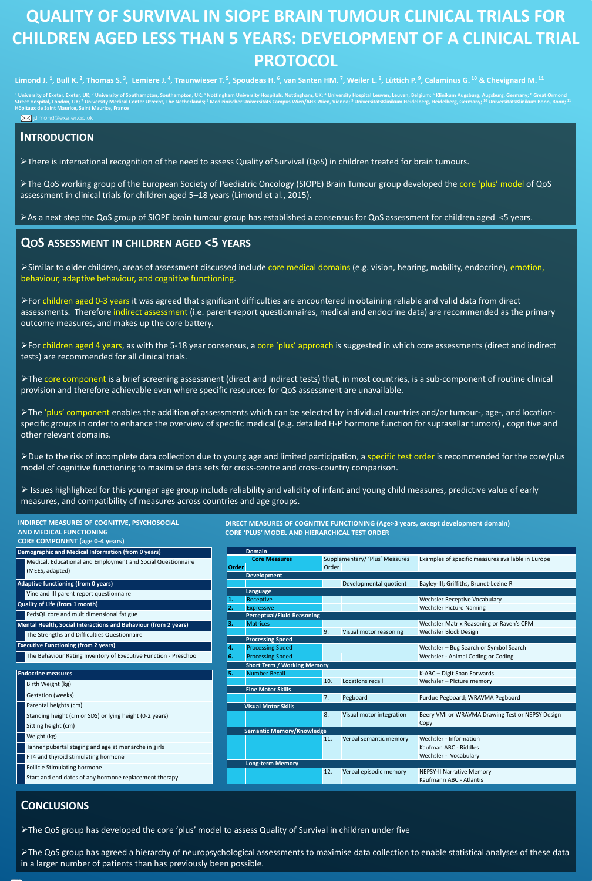# QUALITY OF SURVIVAL IN SIOPE BRAIN TUMOUR CLINICAL TRIALS FOR CHILDREN AGED LESS THAN 5 YEARS: DEVELOPMENT OF A CLINICAL TRIAL PROTOCOL

Limond J. [1], Bull K. [2], Thomas S. [3], Lemiere J. [4], Traunwieser T. [5], Spoudeas H. [6], van Santen HM. [7], Weiler L. [8], Lüttich P. [9], Calaminus G. [10] & Chevignard M. [11]

[1] University of Exeter, Exeter, UK; [2] University of Southampton, Southampton, UK; [3] Nottingham University Hospitals, Nottingham, UK; [4] University Hospital Leuven, Leuven, Belgium; [5] Klinikum Augsburg, Augsburg, Germany; [6] Great Ormond Street Hospital, London, UK; [7] University Medical Center Utrecht, The Netherlands; [8] Medizinischer Universitäts Campus Wien/AHK Wien, Vienna; [9] UniversitätsKlinikum Heidelberg, Heidelberg, Germany; [10] UniversitätsKlinikum Bonn, Bonn; [11] Hôpitaux de Saint Maurice, Saint Maurice, France

j.limond@exeter.ac.uk

## Introduction

- There is international recognition of the need to assess Quality of Survival (QoS) in children treated for brain tumours.
- The QoS working group of the European Society of Paediatric Oncology (SIOPE) Brain Tumour group developed the core 'plus' model of QoS assessment in clinical trials for children aged 5–18 years (Limond et al., 2015).
- As a next step the QoS group of SIOPE brain tumour group has established a consensus for QoS assessment for children aged <5 years.

## QoS assessment in children aged <5 years

- Similar to older children, areas of assessment discussed include core medical domains (e.g. vision, hearing, mobility, endocrine), emotion, behaviour, adaptive behaviour, and cognitive functioning.
- For children aged 0-3 years it was agreed that significant difficulties are encountered in obtaining reliable and valid data from direct assessments. Therefore indirect assessment (i.e. parent-report questionnaires, medical and endocrine data) are recommended as the primary outcome measures, and makes up the core battery.
- For children aged 4 years, as with the 5-18 year consensus, a core 'plus' approach is suggested in which core assessments (direct and indirect tests) are recommended for all clinical trials.
- The core component is a brief screening assessment (direct and indirect tests) that, in most countries, is a sub-component of routine clinical provision and therefore achievable even where specific resources for QoS assessment are unavailable.
- The 'plus' component enables the addition of assessments which can be selected by individual countries and/or tumour-, age-, and location-specific groups in order to enhance the overview of specific medical (e.g. detailed H-P hormone function for suprasellar tumors) , cognitive and other relevant domains.
- Due to the risk of incomplete data collection due to young age and limited participation, a specific test order is recommended for the core/plus model of cognitive functioning to maximise data sets for cross-centre and cross-country comparison.
- Issues highlighted for this younger age group include reliability and validity of infant and young child measures, predictive value of early measures, and compatibility of measures across countries and age groups.

### INDIRECT MEASURES OF COGNITIVE, PSYCHOSOCIAL AND MEDICAL FUNCTIONING CORE COMPONENT (age 0-4 years)

| |
|---|
| **Demographic and Medical Information (from 0 years)** |
| Medical, Educational and Employment and Social Questionnaire (MEES, adapted) |
| **Adaptive functioning (from 0 years)** |
| Vineland III parent report questionnaire |
| **Quality of Life (from 1 month)** |
| PedsQL core and multidimensional fatigue |
| **Mental Health, Social Interactions and Behaviour (from 2 years)** |
| The Strengths and Difficulties Questionnaire |
| **Executive Functioning (from 2 years)** |
| The Behaviour Rating Inventory of Executive Function - Preschool |

| **Endocrine measures** |
|---|
| Birth Weight (kg) |
| Gestation (weeks) |
| Parental heights (cm) |
| Standing height (cm or SDS) or lying height (0-2 years) |
| Sitting height (cm) |
| Weight (kg) |
| Tanner pubertal staging and age at menarche in girls |
| FT4 and thyroid stimulating hormone |
| Follicle Stimulating hormone |
| Start and end dates of any hormone replacement therapy |

### DIRECT MEASURES OF COGNITIVE FUNCTIONING (Age>3 years, except development domain) CORE 'PLUS' MODEL AND HIERARCHICAL TEST ORDER

| Order | Core Measures | Order | Supplementary/ 'Plus' Measures | Examples of specific measures available in Europe |
|---|---|---|---|---|
| | **Development** | | | |
| | | | Developmental quotient | Bayley-III; Griffiths, Brunet-Lezine R |
| | **Language** | | | |
| 1. | Receptive | | | Wechsler Receptive Vocabulary |
| 2. | Expressive | | | Wechsler Picture Naming |
| | **Perceptual/Fluid Reasoning** | | | |
| 3. | Matrices | | | Wechsler Matrix Reasoning or Raven's CPM |
| | | 9. | Visual motor reasoning | Wechsler Block Design |
| | **Processing Speed** | | | |
| 4. | Processing Speed | | | Wechsler – Bug Search or Symbol Search |
| 6. | Processing Speed | | | Wechsler - Animal Coding or Coding |
| | **Short Term / Working Memory** | | | |
| 5. | Number Recall | | | K-ABC – Digit Span Forwards |
| | | 10. | Locations recall | Wechsler – Picture memory |
| | **Fine Motor Skills** | | | |
| | | 7. | Pegboard | Purdue Pegboard; WRAVMA Pegboard |
| | **Visual Motor Skills** | | | |
| | | 8. | Visual motor integration | Beery VMI or WRAVMA Drawing Test or NEPSY Design Copy |
| | **Semantic Memory/Knowledge** | | | |
| | | 11. | Verbal semantic memory | Wechsler - Information<br>Kaufman ABC - Riddles<br>Wechsler - Vocabulary |
| | **Long-term Memory** | | | |
| | | 12. | Verbal episodic memory | NEPSY-II Narrative Memory<br>Kaufmann ABC - Atlantis |

## Conclusions

- The QoS group has developed the core 'plus' model to assess Quality of Survival in children under five
- The QoS group has agreed a hierarchy of neuropsychological assessments to maximise data collection to enable statistical analyses of these data in a larger number of patients than has previously been possible.